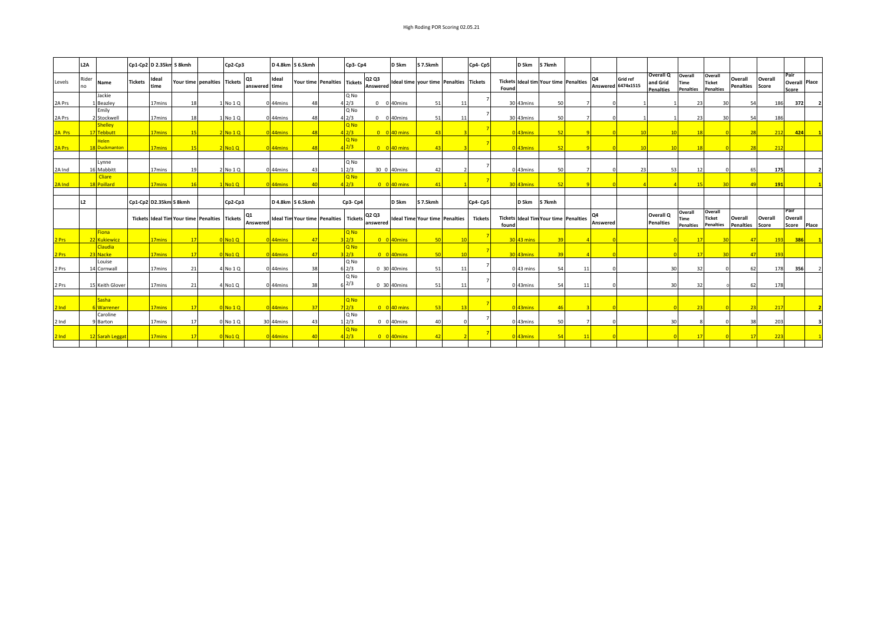# High Roding POR Scoring 02.05.21

| | L2A | | Cp1-Cp2 D 2.35km S 8kmh | | | | Cp2-Cp3 | | D 4.8km S 6.5kmh | | | Cp3- Cp4 | | D 5km | S 7.5kmh | | Cp4- Cp5 | | D 5km | S 7kmh | | | | | | | | | | |
|---|---|---|---|---|---|---|---|---|---|---|---|---|---|---|---|---|---|---|---|---|---|---|---|---|---|---|---|---|---|---|
| Levels | Rider no | Name | Tickets | Ideal time | Your time | penalties | Tickets | Q1 answered | Ideal time | Your time | Penalties | Tickets | Q2 Q3 Answered | Ideal time | your time | Penalties | Tickets | Tickets Found | Ideal tim | Your time | Penalties | Q4 Answered | Grid ref 6474x1515 | Overall Q and Grid Penalties | Overall Time Penalties | Overall Ticket Penalties | Overall Penalties | Overall Score | Pair Overall Score | Place |
| 2A Prs | 1 | Jackie Beazley | | 17mins | 18 | 1 | No 1 Q | 0 | 44mins | 48 | 4 | Q No 2/3 | 0 0 | 40mins | 51 | 11 | 7 | 30 | 43mins | 50 | 7 | 0 | 1 | 1 | 23 | 30 | 54 | 186 | 372 | 2 |
| 2A Prs | 2 | Emily Stockwell | | 17mins | 18 | 1 | No 1 Q | 0 | 44mins | 48 | 4 | Q No 2/3 | 0 0 | 40mins | 51 | 11 | 7 | 30 | 43mins | 50 | 7 | 0 | 1 | 1 | 23 | 30 | 54 | 186 | | |
| 2A Prs | 17 | Shelley Tebbutt | | 17mins | 15 | 2 | No 1 Q | 0 | 44mins | 48 | 4 | Q No 2/3 | 0 0 | 40 mins | 43 | 3 | 7 | 0 | 43mins | 52 | 9 | 0 | 10 | 10 | 18 | 0 | 28 | 212 | 424 | 1 |
| 2A Prs | 18 | Helen Duckmanton | | 17mins | 15 | 2 | No1 Q | 0 | 44mins | 48 | 4 | Q No 2/3 | 0 0 | 40 mins | 43 | 3 | 7 | 0 | 43mins | 52 | 9 | 0 | 10 | 10 | 18 | 0 | 28 | 212 | | |
| 2A Ind | 16 | Lynne Mabbitt | | 17mins | 19 | 2 | No 1 Q | 0 | 44mins | 43 | 1 | Q No 2/3 | 30 0 | 40mins | 42 | 2 | 7 | 0 | 43mins | 50 | 7 | 0 | 23 | 53 | 12 | 0 | 65 | 175 | | 2 |
| 2A Ind | 18 | Cliare Poillard | | 17mins | 16 | 1 | No1 Q | 0 | 44mins | 40 | 4 | Q No 2/3 | 0 0 | 40 mins | 41 | 1 | 7 | 30 | 43mins | 52 | 9 | 0 | 4 | 4 | 15 | 30 | 49 | 191 | | 1 |

| | L2 | | Cp1-Cp2 D2.35km S 8kmh | | | | Cp2-Cp3 | | D 4.8km S 6.5kmh | | | Cp3- Cp4 | | D 5km | S 7.5kmh | | Cp4- Cp5 | | D 5km | S 7kmh | | | | | | | | | | |
|---|---|---|---|---|---|---|---|---|---|---|---|---|---|---|---|---|---|---|---|---|---|---|---|---|---|---|---|---|---|---|
| | | | Tickets | Ideal Tim | Your time | Penalties | Tickets | Q1 Answered | Ideal Tim | Your time | Penalties | Tickets | Q2 Q3 answered | Ideal Time | Your time | Penalties | Tickets | Tickets found | Ideal Tim | Your time | Penalties | Q4 Answered | | Overall Q Penalties | Overall Time Penalties | Overall Ticket Penalties | Overall Penalties | Overall Score | Pair Overall Score | Place |
| 2 Prs | 22 | Fiona Kukiewicz | | 17mins | 17 | 0 | No1 Q | 0 | 44mins | 47 | 3 | Q No 2/3 | 0 0 | 40mins | 50 | 10 | 7 | 30 | 43 mins | 39 | 4 | 0 | | 0 | 17 | 30 | 47 | 193 | 386 | 1 |
| 2 Prs | 23 | Claudia Nacke | | 17mins | 17 | 0 | No1 Q | 0 | 44mins | 47 | 3 | Q No 2/3 | 0 0 | 40mins | 50 | 10 | 7 | 30 | 43mins | 39 | 4 | 0 | | 0 | 17 | 30 | 47 | 193 | | |
| 2 Prs | 14 | Louise Cornwall | | 17mins | 21 | 4 | No 1 Q | 0 | 44mins | 38 | 6 | Q No 2/3 | 0 30 | 40mins | 51 | 11 | 7 | 0 | 43 mins | 54 | 11 | 0 | | 30 | 32 | 0 | 62 | 178 | 356 | 2 |
| 2 Prs | 15 | Keith Glover | | 17mins | 21 | 4 | No1 Q | 0 | 44mins | 38 | 6 | Q No 2/3 | 0 30 | 40mins | 51 | 11 | 7 | 0 | 43mins | 54 | 11 | 0 | | 30 | 32 | 0 | 62 | 178 | | |
| 2 Ind | 6 | Sasha Warrener | | 17mins | 17 | 0 | No 1 Q | 0 | 44mins | 37 | 7 | Q No 2/3 | 0 0 | 40 mins | 53 | 13 | 7 | 0 | 43mins | 46 | 3 | 0 | | 0 | 23 | 0 | 23 | 217 | | 2 |
| 2 Ind | 9 | Caroline Barton | | 17mins | 17 | 0 | No 1 Q | 30 | 44mins | 43 | 1 | Q No 2/3 | 0 0 | 40mins | 40 | 0 | 7 | 0 | 43mins | 50 | 7 | 0 | | 30 | 8 | 0 | 38 | 203 | | 3 |
| 2 Ind | 12 | Sarah Leggat | | 17mins | 17 | 0 | No1 Q | 0 | 44mins | 40 | 4 | Q No 2/3 | 0 0 | 40mins | 42 | 2 | 7 | 0 | 43mins | 54 | 11 | 0 | | 0 | 17 | 0 | 17 | 223 | | 1 |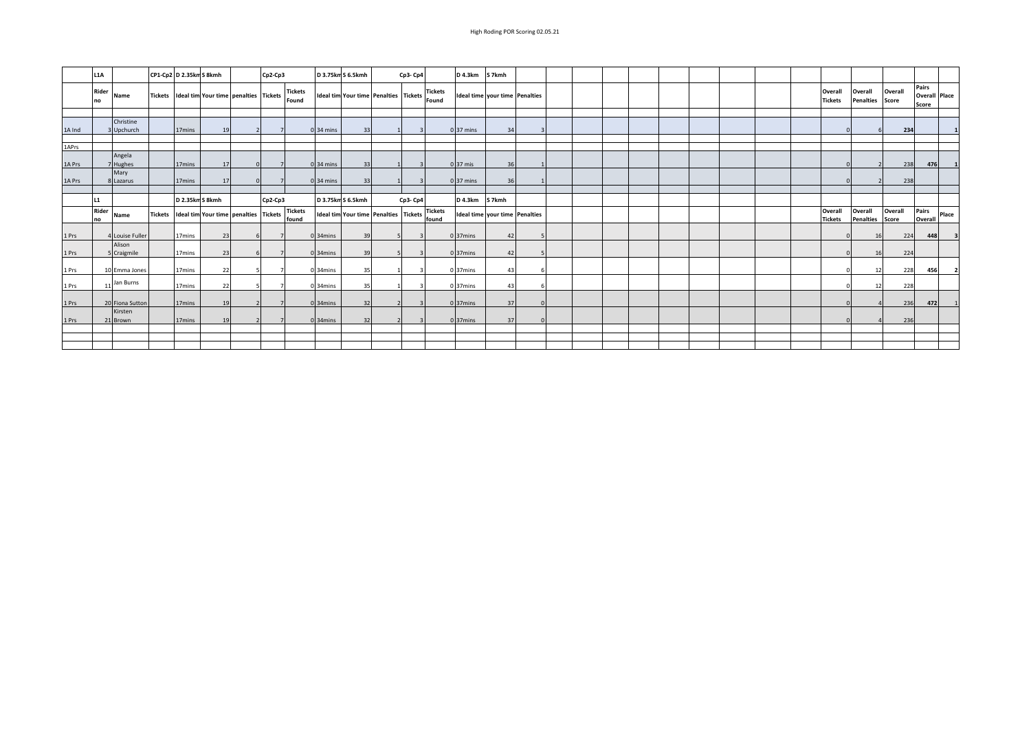| | L1A | | CP1-Cp2 | D 2.35km | S 8kmh | | Cp2-Cp3 | | D 3.75km | S 6.5kmh | | Cp3- Cp4 | | D 4.3km | S 7kmh | | | | | | |
|---|---|---|---|---|---|---|---|---|---|---|---|---|---|---|---|---|---|---|---|---|---|
| | **Rider no** | **Name** | **Tickets** | **Ideal tim** | **Your time** | **penalties** | **Tickets** | **Tickets Found** | **Ideal tim** | **Your time** | **Penalties** | **Tickets** | **Tickets Found** | **Ideal time** | **your time** | **Penalties** | **Overall Tickets** | **Overall Penalties** | **Overall Score** | **Pairs Overall Score** | **Place** |
| | | | | | | | | | | | | | | | | | | | | | |
| 1A Ind | 3 | Christine Upchurch | | 17mins | 19 | 2 | 7 | 0 | 34 mins | 33 | 1 | 3 | 0 | 37 mins | 34 | 3 | 0 | 6 | **234** | | **1** |
| | | | | | | | | | | | | | | | | | | | | | |
| 1APrs | | | | | | | | | | | | | | | | | | | | | |
| 1A Prs | 7 | Angela Hughes | | 17mins | 17 | 0 | 7 | 0 | 34 mins | 33 | 1 | 3 | 0 | 37 mis | 36 | 1 | 0 | 2 | 238 | **476** | **1** |
| 1A Prs | 8 | Mary Lazarus | | 17mins | 17 | 0 | 7 | 0 | 34 mins | 33 | 1 | 3 | 0 | 37 mins | 36 | 1 | 0 | 2 | 238 | | |
| | | | | | | | | | | | | | | | | | | | | | |
| | **L1** | | | **D 2.35km** | **S 8kmh** | | **Cp2-Cp3** | | **D 3.75km** | **S 6.5kmh** | | **Cp3- Cp4** | | **D 4.3km** | **S 7kmh** | | | | | | |
| | **Rider no** | **Name** | **Tickets** | **Ideal tim** | **Your time** | **penalties** | **Tickets** | **Tickets found** | **Ideal tim** | **Your time** | **Penalties** | **Tickets** | **Tickets found** | **Ideal time** | **your time** | **Penalties** | **Overall Tickets** | **Overall Penalties** | **Overall Score** | **Pairs Overall** | **Place** |
| 1 Prs | 4 | Louise Fuller | | 17mins | 23 | 6 | 7 | 0 | 34mins | 39 | 5 | 3 | 0 | 37mins | 42 | 5 | 0 | 16 | 224 | **448** | **3** |
| 1 Prs | 5 | Alison Craigmile | | 17mins | 23 | 6 | 7 | 0 | 34mins | 39 | 5 | 3 | 0 | 37mins | 42 | 5 | 0 | 16 | 224 | | |
| 1 Prs | 10 | Emma Jones | | 17mins | 22 | 5 | 7 | 0 | 34mins | 35 | 1 | 3 | 0 | 37mins | 43 | 6 | 0 | 12 | 228 | **456** | **2** |
| 1 Prs | 11 | Jan Burns | | 17mins | 22 | 5 | 7 | 0 | 34mins | 35 | 1 | 3 | 0 | 37mins | 43 | 6 | 0 | 12 | 228 | | |
| 1 Prs | 20 | Fiona Sutton | | 17mins | 19 | 2 | 7 | 0 | 34mins | 32 | 2 | 3 | 0 | 37mins | 37 | 0 | 0 | 4 | 236 | **472** | 1 |
| 1 Prs | 21 | Kirsten Brown | | 17mins | 19 | 2 | 7 | 0 | 34mins | 32 | 2 | 3 | 0 | 37mins | 37 | 0 | 0 | 4 | 236 | | |